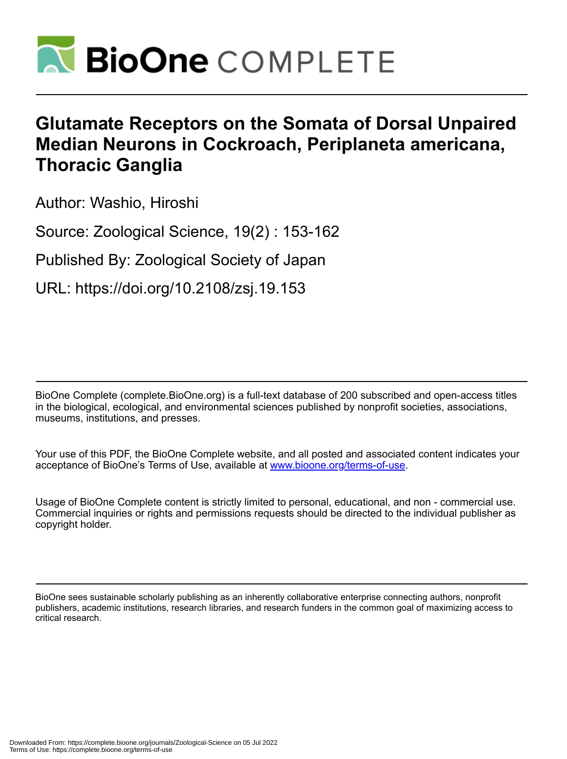# Glutamate Receptors on the Somata of Dorsal Unpaired Median Neurons in Cockroach, Periplaneta americana, Thoracic Ganglia

Author: Washio, Hiroshi

Source: Zoological Science, 19(2) : 153-162

Published By: Zoological Society of Japan

URL: https://doi.org/10.2108/zsj.19.153

BioOne Complete (complete.BioOne.org) is a full-text database of 200 subscribed and open-access titles in the biological, ecological, and environmental sciences published by nonprofit societies, associations, museums, institutions, and presses.

Your use of this PDF, the BioOne Complete website, and all posted and associated content indicates your acceptance of BioOne's Terms of Use, available at www.bioone.org/terms-of-use.

Usage of BioOne Complete content is strictly limited to personal, educational, and non - commercial use. Commercial inquiries or rights and permissions requests should be directed to the individual publisher as copyright holder.

BioOne sees sustainable scholarly publishing as an inherently collaborative enterprise connecting authors, nonprofit publishers, academic institutions, research libraries, and research funders in the common goal of maximizing access to critical research.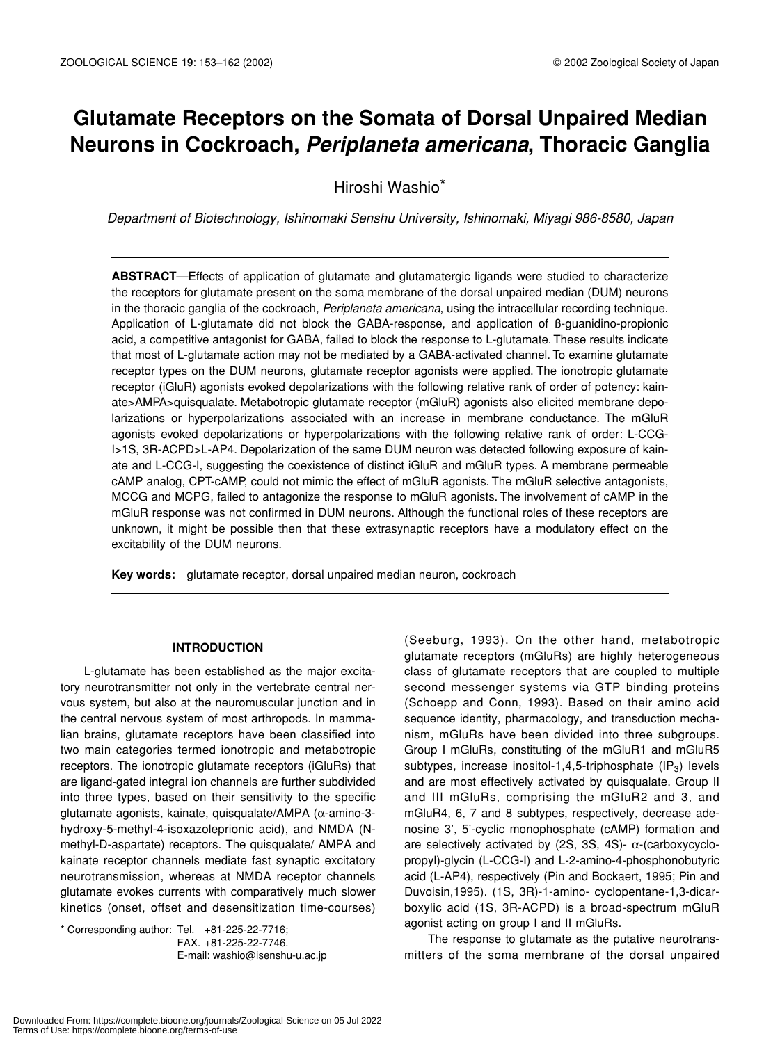# Glutamate Receptors on the Somata of Dorsal Unpaired Median Neurons in Cockroach, *Periplaneta americana*, Thoracic Ganglia

Hiroshi Washio*

*Department of Biotechnology, Ishinomaki Senshu University, Ishinomaki, Miyagi 986-8580, Japan*

**ABSTRACT**—Effects of application of glutamate and glutamatergic ligands were studied to characterize the receptors for glutamate present on the soma membrane of the dorsal unpaired median (DUM) neurons in the thoracic ganglia of the cockroach, *Periplaneta americana*, using the intracellular recording technique. Application of L-glutamate did not block the GABA-response, and application of ß-guanidino-propionic acid, a competitive antagonist for GABA, failed to block the response to L-glutamate. These results indicate that most of L-glutamate action may not be mediated by a GABA-activated channel. To examine glutamate receptor types on the DUM neurons, glutamate receptor agonists were applied. The ionotropic glutamate receptor (iGluR) agonists evoked depolarizations with the following relative rank of order of potency: kainate>AMPA>quisqualate. Metabotropic glutamate receptor (mGluR) agonists also elicited membrane depolarizations or hyperpolarizations associated with an increase in membrane conductance. The mGluR agonists evoked depolarizations or hyperpolarizations with the following relative rank of order: L-CCG-I>1S, 3R-ACPD>L-AP4. Depolarization of the same DUM neuron was detected following exposure of kainate and L-CCG-I, suggesting the coexistence of distinct iGluR and mGluR types. A membrane permeable cAMP analog, CPT-cAMP, could not mimic the effect of mGluR agonists. The mGluR selective antagonists, MCCG and MCPG, failed to antagonize the response to mGluR agonists. The involvement of cAMP in the mGluR response was not confirmed in DUM neurons. Although the functional roles of these receptors are unknown, it might be possible then that these extrasynaptic receptors have a modulatory effect on the excitability of the DUM neurons.

**Key words:** glutamate receptor, dorsal unpaired median neuron, cockroach

## INTRODUCTION

L-glutamate has been established as the major excitatory neurotransmitter not only in the vertebrate central nervous system, but also at the neuromuscular junction and in the central nervous system of most arthropods. In mammalian brains, glutamate receptors have been classified into two main categories termed ionotropic and metabotropic receptors. The ionotropic glutamate receptors (iGluRs) that are ligand-gated integral ion channels are further subdivided into three types, based on their sensitivity to the specific glutamate agonists, kainate, quisqualate/AMPA ($\alpha$-amino-3-hydroxy-5-methyl-4-isoxazoleprionic acid), and NMDA (N-methyl-D-aspartate) receptors. The quisqualate/ AMPA and kainate receptor channels mediate fast synaptic excitatory neurotransmission, whereas at NMDA receptor channels glutamate evokes currents with comparatively much slower kinetics (onset, offset and desensitization time-courses) (Seeburg, 1993). On the other hand, metabotropic glutamate receptors (mGluRs) are highly heterogeneous class of glutamate receptors that are coupled to multiple second messenger systems via GTP binding proteins (Schoepp and Conn, 1993). Based on their amino acid sequence identity, pharmacology, and transduction mechanism, mGluRs have been divided into three subgroups. Group I mGluRs, constituting of the mGluR1 and mGluR5 subtypes, increase inositol-1,4,5-triphosphate ($IP_3$) levels and are most effectively activated by quisqualate. Group II and III mGluRs, comprising the mGluR2 and 3, and mGluR4, 6, 7 and 8 subtypes, respectively, decrease adenosine 3', 5'-cyclic monophosphate (cAMP) formation and are selectively activated by (2S, 3S, 4S)- $\alpha$-(carboxycyclopropyl)-glycin (L-CCG-I) and L-2-amino-4-phosphonobutyric acid (L-AP4), respectively (Pin and Bockaert, 1995; Pin and Duvoisin,1995). (1S, 3R)-1-amino- cyclopentane-1,3-dicarboxylic acid (1S, 3R-ACPD) is a broad-spectrum mGluR agonist acting on group I and II mGluRs.

The response to glutamate as the putative neurotransmitters of the soma membrane of the dorsal unpaired

\* Corresponding author: Tel. +81-225-22-7716;
FAX. +81-225-22-7746.
E-mail: washio@isenshu-u.ac.jp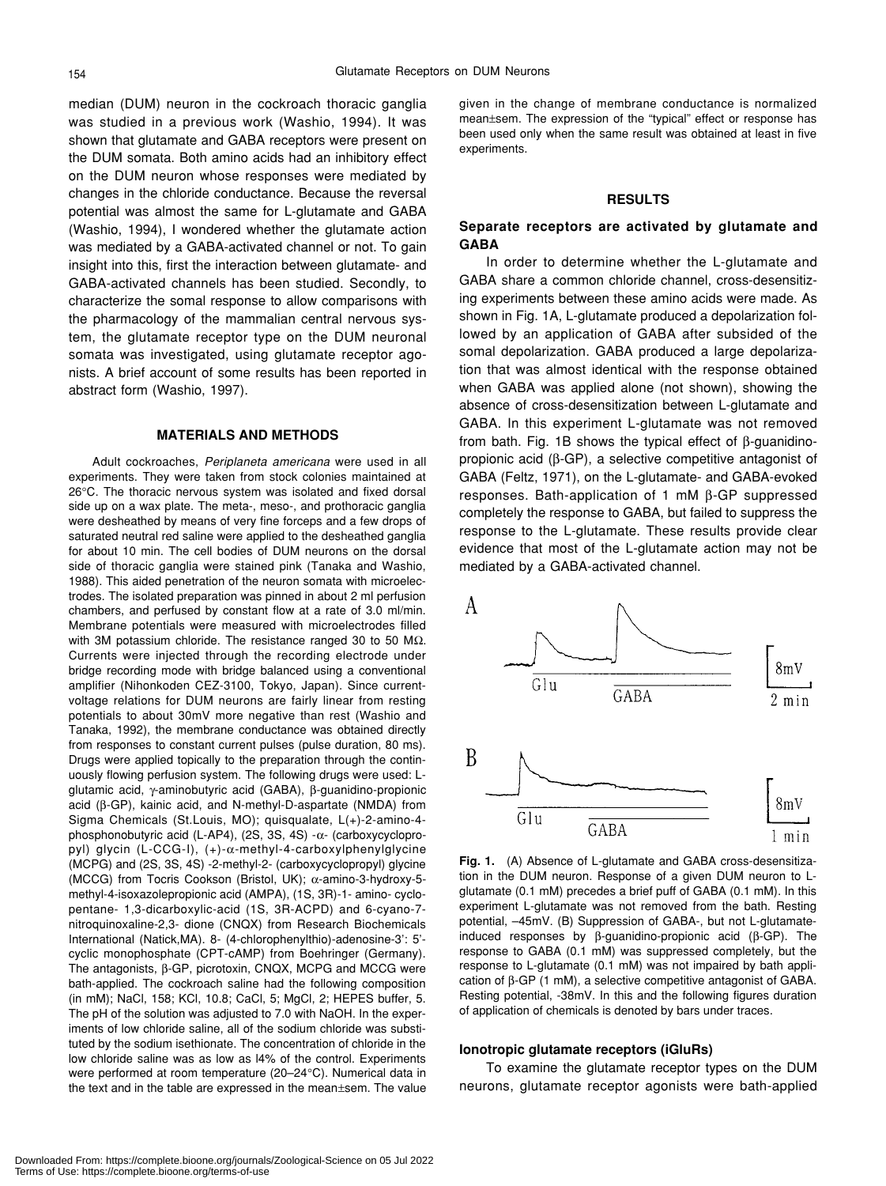median (DUM) neuron in the cockroach thoracic ganglia was studied in a previous work (Washio, 1994). It was shown that glutamate and GABA receptors were present on the DUM somata. Both amino acids had an inhibitory effect on the DUM neuron whose responses were mediated by changes in the chloride conductance. Because the reversal potential was almost the same for L-glutamate and GABA (Washio, 1994), I wondered whether the glutamate action was mediated by a GABA-activated channel or not. To gain insight into this, first the interaction between glutamate- and GABA-activated channels has been studied. Secondly, to characterize the somal response to allow comparisons with the pharmacology of the mammalian central nervous system, the glutamate receptor type on the DUM neuronal somata was investigated, using glutamate receptor agonists. A brief account of some results has been reported in abstract form (Washio, 1997).

## MATERIALS AND METHODS

Adult cockroaches, *Periplaneta americana* were used in all experiments. They were taken from stock colonies maintained at 26°C. The thoracic nervous system was isolated and fixed dorsal side up on a wax plate. The meta-, meso-, and prothoracic ganglia were desheathed by means of very fine forceps and a few drops of saturated neutral red saline were applied to the desheathed ganglia for about 10 min. The cell bodies of DUM neurons on the dorsal side of thoracic ganglia were stained pink (Tanaka and Washio, 1988). This aided penetration of the neuron somata with microelectrodes. The isolated preparation was pinned in about 2 ml perfusion chambers, and perfused by constant flow at a rate of 3.0 ml/min. Membrane potentials were measured with microelectrodes filled with 3M potassium chloride. The resistance ranged 30 to 50 MΩ. Currents were injected through the recording electrode under bridge recording mode with bridge balanced using a conventional amplifier (Nihonkoden CEZ-3100, Tokyo, Japan). Since current-voltage relations for DUM neurons are fairly linear from resting potentials to about 30mV more negative than rest (Washio and Tanaka, 1992), the membrane conductance was obtained directly from responses to constant current pulses (pulse duration, 80 ms). Drugs were applied topically to the preparation through the continuously flowing perfusion system. The following drugs were used: L-glutamic acid, γ-aminobutyric acid (GABA), β-guanidino-propionic acid (β-GP), kainic acid, and N-methyl-D-aspartate (NMDA) from Sigma Chemicals (St.Louis, MO); quisqualate, L(+)-2-amino-4-phosphonobutyric acid (L-AP4), (2S, 3S, 4S) -α- (carboxycyclopropyl) glycin (L-CCG-I), (+)-α-methyl-4-carboxylphenylglycine (MCPG) and (2S, 3S, 4S) -2-methyl-2- (carboxycyclopropyl) glycine (MCCG) from Tocris Cookson (Bristol, UK); α-amino-3-hydroxy-5-methyl-4-isoxazolepropionic acid (AMPA), (1S, 3R)-1- amino- cyclopentane- 1,3-dicarboxylic-acid (1S, 3R-ACPD) and 6-cyano-7-nitroquinoxaline-2,3- dione (CNQX) from Research Biochemicals International (Natick,MA). 8- (4-chlorophenylthio)-adenosine-3': 5'-cyclic monophosphate (CPT-cAMP) from Boehringer (Germany). The antagonists, β-GP, picrotoxin, CNQX, MCPG and MCCG were bath-applied. The cockroach saline had the following composition (in mM); NaCl, 158; KCl, 10.8; CaCl, 5; MgCl, 2; HEPES buffer, 5. The pH of the solution was adjusted to 7.0 with NaOH. In the experiments of low chloride saline, all of the sodium chloride was substituted by the sodium isethionate. The concentration of chloride in the low chloride saline was as low as l4% of the control. Experiments were performed at room temperature (20–24°C). Numerical data in the text and in the table are expressed in the mean±sem. The value given in the change of membrane conductance is normalized mean±sem. The expression of the "typical" effect or response has been used only when the same result was obtained at least in five experiments.

## RESULTS

### Separate receptors are activated by glutamate and GABA

In order to determine whether the L-glutamate and GABA share a common chloride channel, cross-desensitizing experiments between these amino acids were made. As shown in Fig. 1A, L-glutamate produced a depolarization followed by an application of GABA after subsided of the somal depolarization. GABA produced a large depolarization that was almost identical with the response obtained when GABA was applied alone (not shown), showing the absence of cross-desensitization between L-glutamate and GABA. In this experiment L-glutamate was not removed from bath. Fig. 1B shows the typical effect of β-guanidino-propionic acid (β-GP), a selective competitive antagonist of GABA (Feltz, 1971), on the L-glutamate- and GABA-evoked responses. Bath-application of 1 mM β-GP suppressed completely the response to GABA, but failed to suppress the response to the L-glutamate. These results provide clear evidence that most of the L-glutamate action may not be mediated by a GABA-activated channel.

**Fig. 1.** (A) Absence of L-glutamate and GABA cross-desensitization in the DUM neuron. Response of a given DUM neuron to L-glutamate (0.1 mM) precedes a brief puff of GABA (0.1 mM). In this experiment L-glutamate was not removed from the bath. Resting potential, –45mV. (B) Suppression of GABA-, but not L-glutamate-induced responses by β-guanidino-propionic acid (β-GP). The response to GABA (0.1 mM) was suppressed completely, but the response to L-glutamate (0.1 mM) was not impaired by bath application of β-GP (1 mM), a selective competitive antagonist of GABA. Resting potential, -38mV. In this and the following figures duration of application of chemicals is denoted by bars under traces.

### Ionotropic glutamate receptors (iGluRs)

To examine the glutamate receptor types on the DUM neurons, glutamate receptor agonists were bath-applied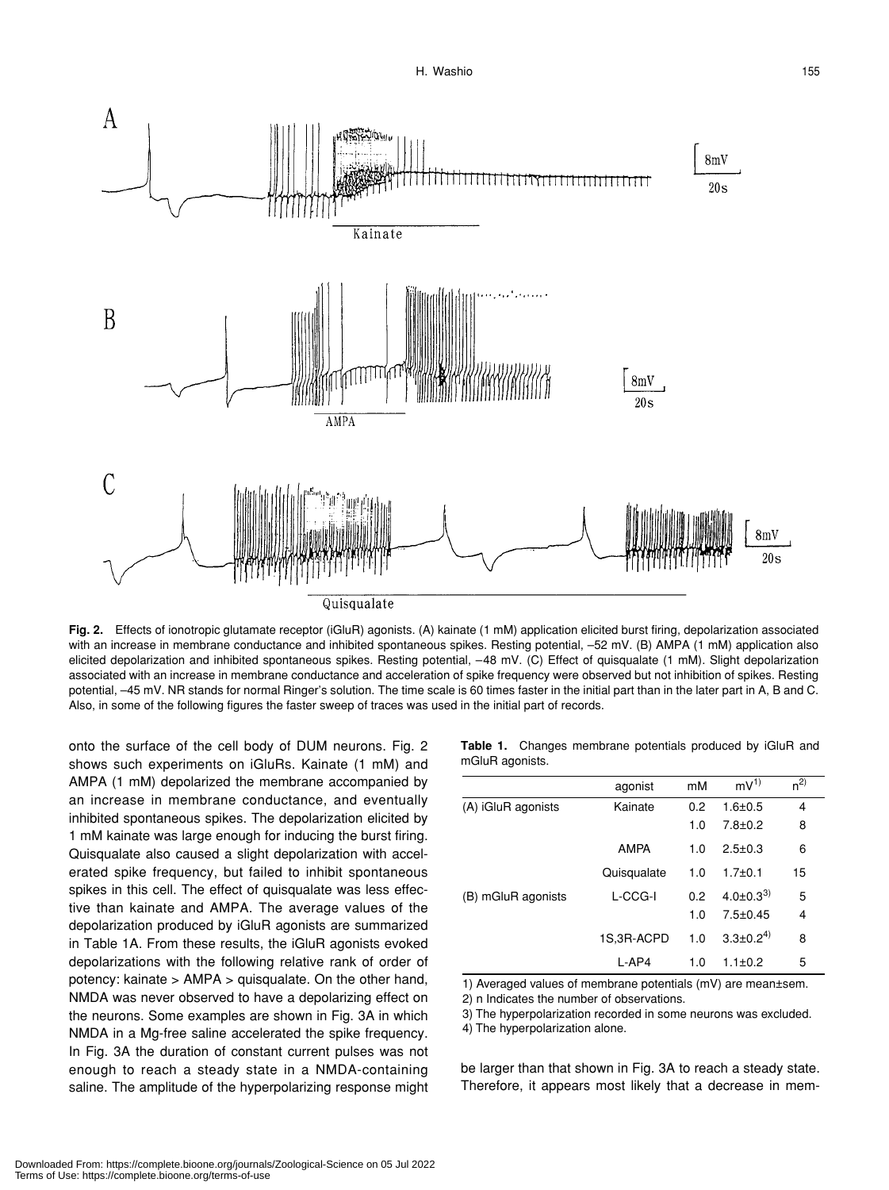**Fig. 2.** Effects of ionotropic glutamate receptor (iGluR) agonists. (A) kainate (1 mM) application elicited burst firing, depolarization associated with an increase in membrane conductance and inhibited spontaneous spikes. Resting potential, –52 mV. (B) AMPA (1 mM) application also elicited depolarization and inhibited spontaneous spikes. Resting potential, –48 mV. (C) Effect of quisqualate (1 mM). Slight depolarization associated with an increase in membrane conductance and acceleration of spike frequency were observed but not inhibition of spikes. Resting potential, –45 mV. NR stands for normal Ringer's solution. The time scale is 60 times faster in the initial part than in the later part in A, B and C. Also, in some of the following figures the faster sweep of traces was used in the initial part of records.

onto the surface of the cell body of DUM neurons. Fig. 2 shows such experiments on iGluRs. Kainate (1 mM) and AMPA (1 mM) depolarized the membrane accompanied by an increase in membrane conductance, and eventually inhibited spontaneous spikes. The depolarization elicited by 1 mM kainate was large enough for inducing the burst firing. Quisqualate also caused a slight depolarization with accelerated spike frequency, but failed to inhibit spontaneous spikes in this cell. The effect of quisqualate was less effective than kainate and AMPA. The average values of the depolarization produced by iGluR agonists are summarized in Table 1A. From these results, the iGluR agonists evoked depolarizations with the following relative rank of order of potency: kainate > AMPA > quisqualate. On the other hand, NMDA was never observed to have a depolarizing effect on the neurons. Some examples are shown in Fig. 3A in which NMDA in a Mg-free saline accelerated the spike frequency. In Fig. 3A the duration of constant current pulses was not enough to reach a steady state in a NMDA-containing saline. The amplitude of the hyperpolarizing response might be larger than that shown in Fig. 3A to reach a steady state. Therefore, it appears most likely that a decrease in mem-

**Table 1.** Changes membrane potentials produced by iGluR and mGluR agonists.

| | agonist | mM | mV[1] | n[2] |
|---|---|---|---|---|
| (A) iGluR agonists | Kainate | 0.2 | 1.6±0.5 | 4 |
| | | 1.0 | 7.8±0.2 | 8 |
| | AMPA | 1.0 | 2.5±0.3 | 6 |
| | Quisqualate | 1.0 | 1.7±0.1 | 15 |
| (B) mGluR agonists | L-CCG-I | 0.2 | 4.0±0.3[3] | 5 |
| | | 1.0 | 7.5±0.45 | 4 |
| | 1S,3R-ACPD | 1.0 | 3.3±0.2[4] | 8 |
| | L-AP4 | 1.0 | 1.1±0.2 | 5 |

1) Averaged values of membrane potentials (mV) are mean±sem.
2) n Indicates the number of observations.
3) The hyperpolarization recorded in some neurons was excluded.
4) The hyperpolarization alone.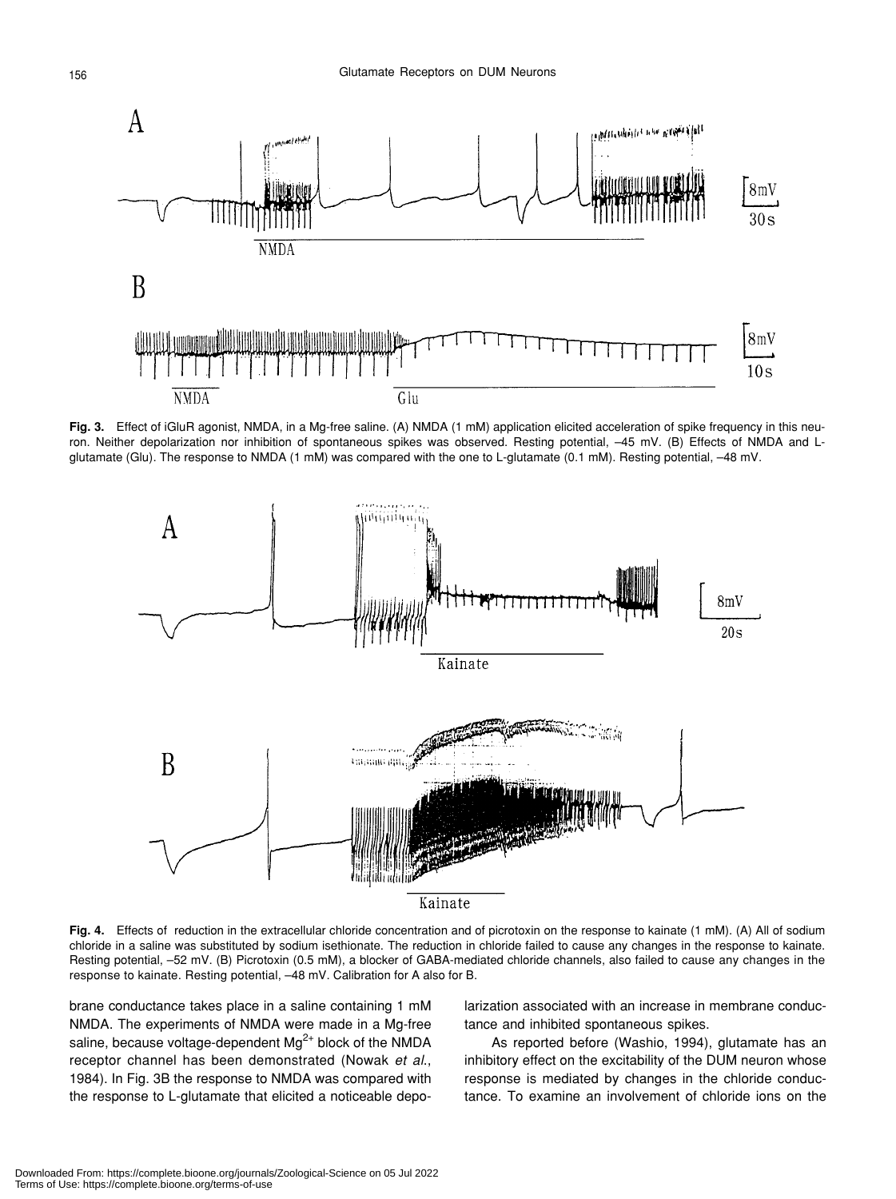**Fig. 3.** Effect of iGluR agonist, NMDA, in a Mg-free saline. (A) NMDA (1 mM) application elicited acceleration of spike frequency in this neuron. Neither depolarization nor inhibition of spontaneous spikes was observed. Resting potential, –45 mV. (B) Effects of NMDA and L-glutamate (Glu). The response to NMDA (1 mM) was compared with the one to L-glutamate (0.1 mM). Resting potential, –48 mV.

**Fig. 4.** Effects of reduction in the extracellular chloride concentration and of picrotoxin on the response to kainate (1 mM). (A) All of sodium chloride in a saline was substituted by sodium isethionate. The reduction in chloride failed to cause any changes in the response to kainate. Resting potential, –52 mV. (B) Picrotoxin (0.5 mM), a blocker of GABA-mediated chloride channels, also failed to cause any changes in the response to kainate. Resting potential, –48 mV. Calibration for A also for B.

brane conductance takes place in a saline containing 1 mM NMDA. The experiments of NMDA were made in a Mg-free saline, because voltage-dependent $Mg^{2+}$ block of the NMDA receptor channel has been demonstrated (Nowak *et al.*, 1984). In Fig. 3B the response to NMDA was compared with the response to L-glutamate that elicited a noticeable depolarization associated with an increase in membrane conductance and inhibited spontaneous spikes.

As reported before (Washio, 1994), glutamate has an inhibitory effect on the excitability of the DUM neuron whose response is mediated by changes in the chloride conductance. To examine an involvement of chloride ions on the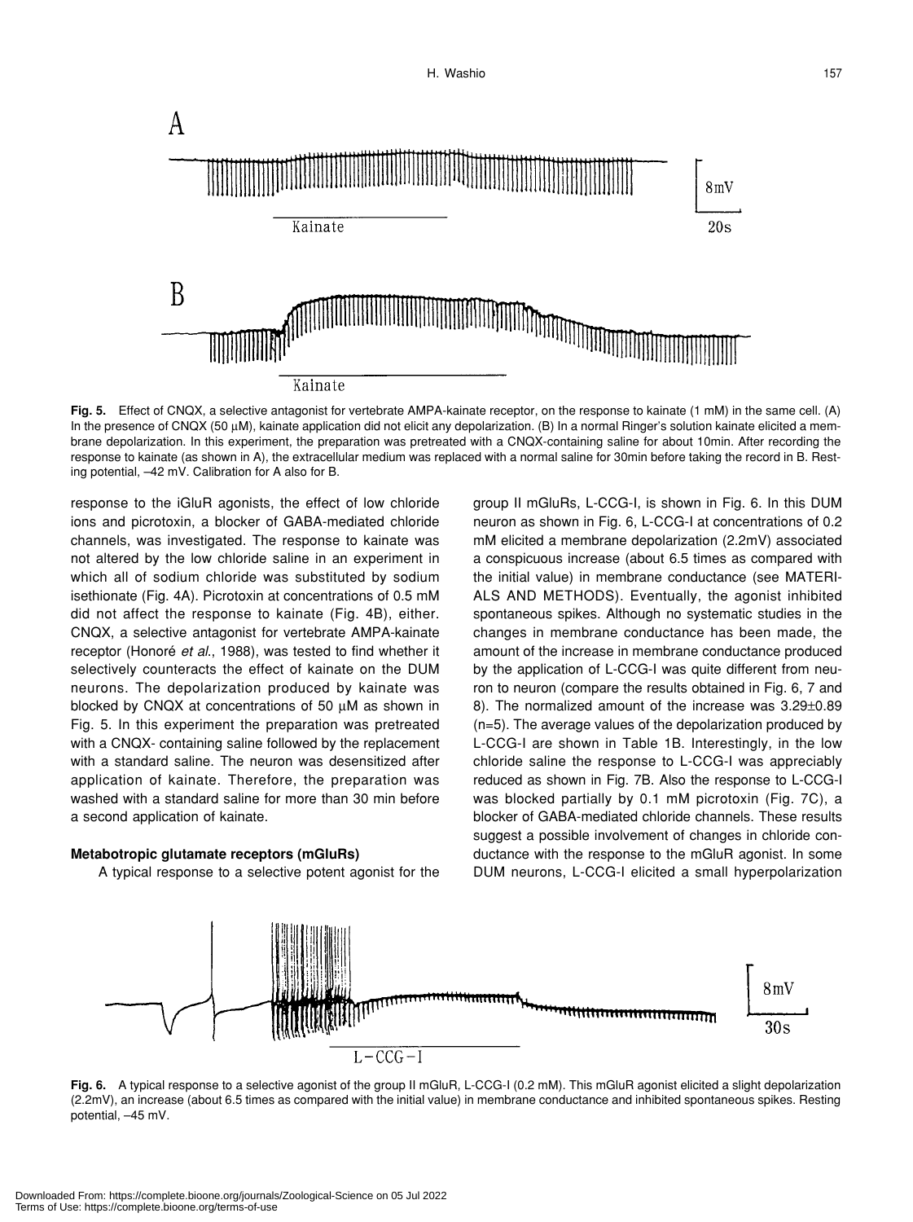**Fig. 5.** Effect of CNQX, a selective antagonist for vertebrate AMPA-kainate receptor, on the response to kainate (1 mM) in the same cell. (A) In the presence of CNQX (50 μM), kainate application did not elicit any depolarization. (B) In a normal Ringer's solution kainate elicited a membrane depolarization. In this experiment, the preparation was pretreated with a CNQX-containing saline for about 10min. After recording the response to kainate (as shown in A), the extracellular medium was replaced with a normal saline for 30min before taking the record in B. Resting potential, –42 mV. Calibration for A also for B.

response to the iGluR agonists, the effect of low chloride ions and picrotoxin, a blocker of GABA-mediated chloride channels, was investigated. The response to kainate was not altered by the low chloride saline in an experiment in which all of sodium chloride was substituted by sodium isethionate (Fig. 4A). Picrotoxin at concentrations of 0.5 mM did not affect the response to kainate (Fig. 4B), either. CNQX, a selective antagonist for vertebrate AMPA-kainate receptor (Honoré *et al*., 1988), was tested to find whether it selectively counteracts the effect of kainate on the DUM neurons. The depolarization produced by kainate was blocked by CNQX at concentrations of 50 μM as shown in Fig. 5. In this experiment the preparation was pretreated with a CNQX- containing saline followed by the replacement with a standard saline. The neuron was desensitized after application of kainate. Therefore, the preparation was washed with a standard saline for more than 30 min before a second application of kainate.

**Metabotropic glutamate receptors (mGluRs)**

A typical response to a selective potent agonist for the group II mGluRs, L-CCG-I, is shown in Fig. 6. In this DUM neuron as shown in Fig. 6, L-CCG-I at concentrations of 0.2 mM elicited a membrane depolarization (2.2mV) associated a conspicuous increase (about 6.5 times as compared with the initial value) in membrane conductance (see MATERIALS AND METHODS). Eventually, the agonist inhibited spontaneous spikes. Although no systematic studies in the changes in membrane conductance has been made, the amount of the increase in membrane conductance produced by the application of L-CCG-I was quite different from neuron to neuron (compare the results obtained in Fig. 6, 7 and 8). The normalized amount of the increase was 3.29±0.89 (n=5). The average values of the depolarization produced by L-CCG-I are shown in Table 1B. Interestingly, in the low chloride saline the response to L-CCG-I was appreciably reduced as shown in Fig. 7B. Also the response to L-CCG-I was blocked partially by 0.1 mM picrotoxin (Fig. 7C), a blocker of GABA-mediated chloride channels. These results suggest a possible involvement of changes in chloride conductance with the response to the mGluR agonist. In some DUM neurons, L-CCG-I elicited a small hyperpolarization

**Fig. 6.** A typical response to a selective agonist of the group II mGluR, L-CCG-I (0.2 mM). This mGluR agonist elicited a slight depolarization (2.2mV), an increase (about 6.5 times as compared with the initial value) in membrane conductance and inhibited spontaneous spikes. Resting potential, –45 mV.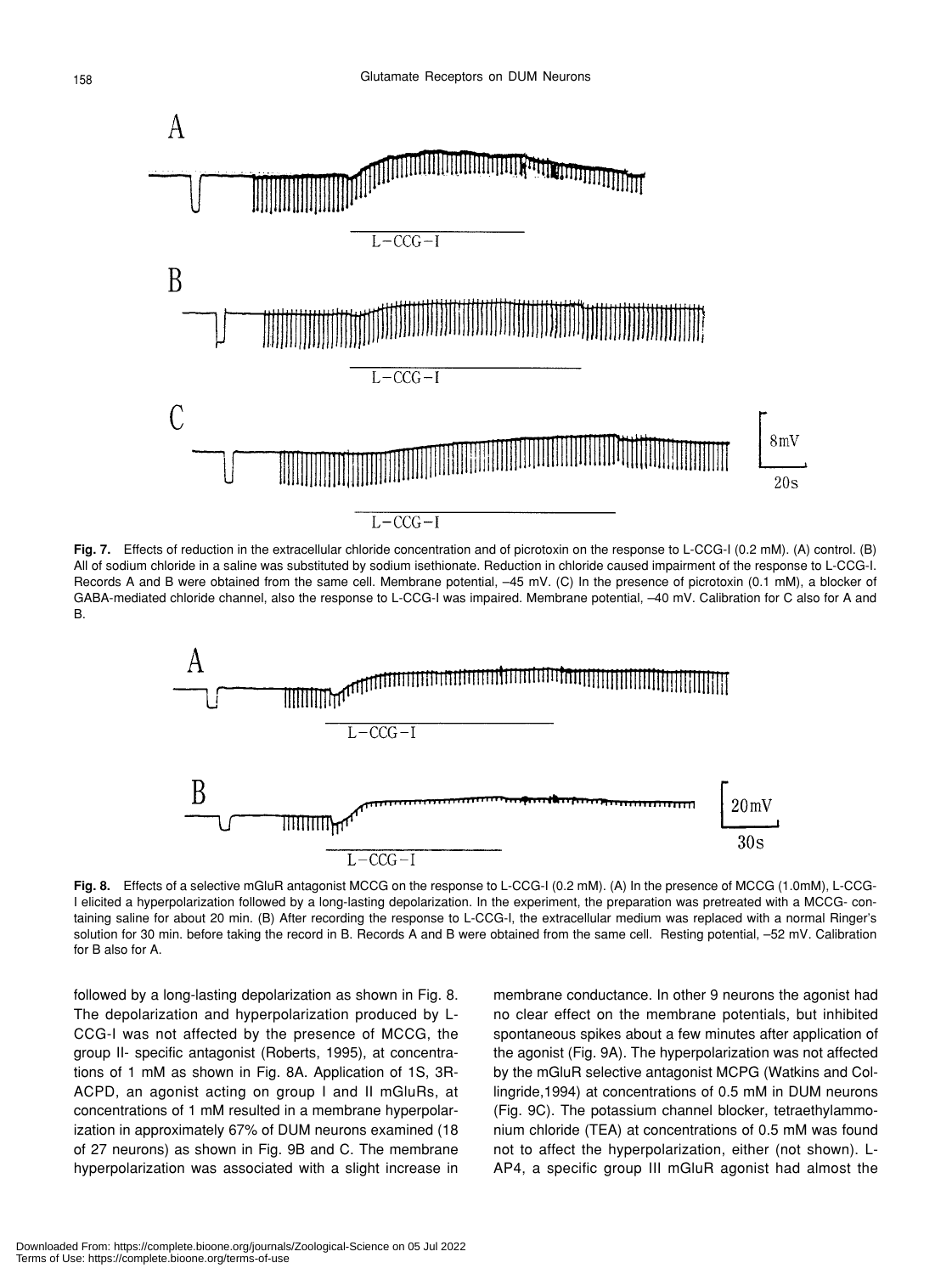**Fig. 7.** Effects of reduction in the extracellular chloride concentration and of picrotoxin on the response to L-CCG-I (0.2 mM). (A) control. (B) All of sodium chloride in a saline was substituted by sodium isethionate. Reduction in chloride caused impairment of the response to L-CCG-I. Records A and B were obtained from the same cell. Membrane potential, –45 mV. (C) In the presence of picrotoxin (0.1 mM), a blocker of GABA-mediated chloride channel, also the response to L-CCG-I was impaired. Membrane potential, –40 mV. Calibration for C also for A and B.

**Fig. 8.** Effects of a selective mGluR antagonist MCCG on the response to L-CCG-I (0.2 mM). (A) In the presence of MCCG (1.0mM), L-CCG-I elicited a hyperpolarization followed by a long-lasting depolarization. In the experiment, the preparation was pretreated with a MCCG- containing saline for about 20 min. (B) After recording the response to L-CCG-I, the extracellular medium was replaced with a normal Ringer's solution for 30 min. before taking the record in B. Records A and B were obtained from the same cell. Resting potential, –52 mV. Calibration for B also for A.

followed by a long-lasting depolarization as shown in Fig. 8. The depolarization and hyperpolarization produced by L-CCG-I was not affected by the presence of MCCG, the group II- specific antagonist (Roberts, 1995), at concentrations of 1 mM as shown in Fig. 8A. Application of 1S, 3R-ACPD, an agonist acting on group I and II mGluRs, at concentrations of 1 mM resulted in a membrane hyperpolarization in approximately 67% of DUM neurons examined (18 of 27 neurons) as shown in Fig. 9B and C. The membrane hyperpolarization was associated with a slight increase in membrane conductance. In other 9 neurons the agonist had no clear effect on the membrane potentials, but inhibited spontaneous spikes about a few minutes after application of the agonist (Fig. 9A). The hyperpolarization was not affected by the mGluR selective antagonist MCPG (Watkins and Collingride,1994) at concentrations of 0.5 mM in DUM neurons (Fig. 9C). The potassium channel blocker, tetraethylammonium chloride (TEA) at concentrations of 0.5 mM was found not to affect the hyperpolarization, either (not shown). L-AP4, a specific group III mGluR agonist had almost the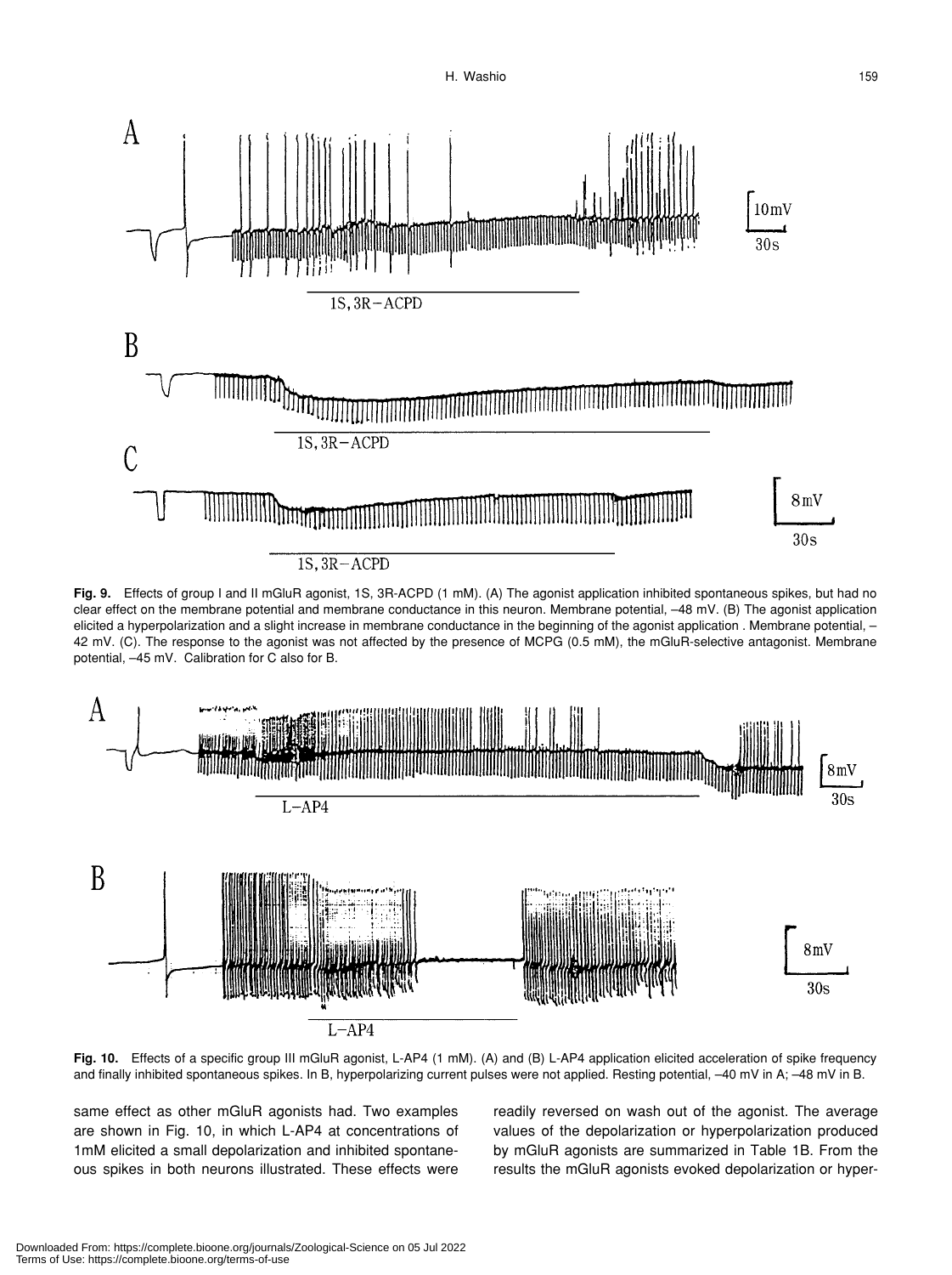**Fig. 9.** Effects of group I and II mGluR agonist, 1S, 3R-ACPD (1 mM). (A) The agonist application inhibited spontaneous spikes, but had no clear effect on the membrane potential and membrane conductance in this neuron. Membrane potential, –48 mV. (B) The agonist application elicited a hyperpolarization and a slight increase in membrane conductance in the beginning of the agonist application . Membrane potential, –42 mV. (C). The response to the agonist was not affected by the presence of MCPG (0.5 mM), the mGluR-selective antagonist. Membrane potential, –45 mV. Calibration for C also for B.

**Fig. 10.** Effects of a specific group III mGluR agonist, L-AP4 (1 mM). (A) and (B) L-AP4 application elicited acceleration of spike frequency and finally inhibited spontaneous spikes. In B, hyperpolarizing current pulses were not applied. Resting potential, –40 mV in A; –48 mV in B.

same effect as other mGluR agonists had. Two examples are shown in Fig. 10, in which L-AP4 at concentrations of 1mM elicited a small depolarization and inhibited spontaneous spikes in both neurons illustrated. These effects were readily reversed on wash out of the agonist. The average values of the depolarization or hyperpolarization produced by mGluR agonists are summarized in Table 1B. From the results the mGluR agonists evoked depolarization or hyper-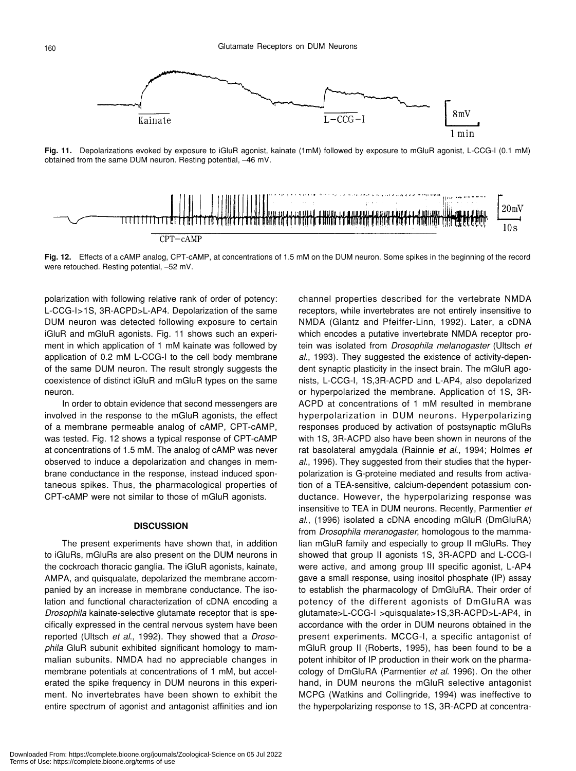Fig. 11. Depolarizations evoked by exposure to iGluR agonist, kainate (1mM) followed by exposure to mGluR agonist, L-CCG-I (0.1 mM) obtained from the same DUM neuron. Resting potential, –46 mV.

Fig. 12. Effects of a cAMP analog, CPT-cAMP, at concentrations of 1.5 mM on the DUM neuron. Some spikes in the beginning of the record were retouched. Resting potential, –52 mV.

polarization with following relative rank of order of potency: L-CCG-I>1S, 3R-ACPD>L-AP4. Depolarization of the same DUM neuron was detected following exposure to certain iGluR and mGluR agonists. Fig. 11 shows such an experiment in which application of 1 mM kainate was followed by application of 0.2 mM L-CCG-I to the cell body membrane of the same DUM neuron. The result strongly suggests the coexistence of distinct iGluR and mGluR types on the same neuron.

In order to obtain evidence that second messengers are involved in the response to the mGluR agonists, the effect of a membrane permeable analog of cAMP, CPT-cAMP, was tested. Fig. 12 shows a typical response of CPT-cAMP at concentrations of 1.5 mM. The analog of cAMP was never observed to induce a depolarization and changes in membrane conductance in the response, instead induced spontaneous spikes. Thus, the pharmacological properties of CPT-cAMP were not similar to those of mGluR agonists.

## DISCUSSION

The present experiments have shown that, in addition to iGluRs, mGluRs are also present on the DUM neurons in the cockroach thoracic ganglia. The iGluR agonists, kainate, AMPA, and quisqualate, depolarized the membrane accompanied by an increase in membrane conductance. The isolation and functional characterization of cDNA encoding a *Drosophila* kainate-selective glutamate receptor that is specifically expressed in the central nervous system have been reported (Ultsch *et al*., 1992). They showed that a *Drosophila* GluR subunit exhibited significant homology to mammalian subunits. NMDA had no appreciable changes in membrane potentials at concentrations of 1 mM, but accelerated the spike frequency in DUM neurons in this experiment. No invertebrates have been shown to exhibit the entire spectrum of agonist and antagonist affinities and ion channel properties described for the vertebrate NMDA receptors, while invertebrates are not entirely insensitive to NMDA (Glantz and Pfeiffer-Linn, 1992). Later, a cDNA which encodes a putative invertebrate NMDA receptor protein was isolated from *Drosophila melanogaster* (Ultsch *et al*., 1993). They suggested the existence of activity-dependent synaptic plasticity in the insect brain. The mGluR agonists, L-CCG-I, 1S,3R-ACPD and L-AP4, also depolarized or hyperpolarized the membrane. Application of 1S, 3R-ACPD at concentrations of 1 mM resulted in membrane hyperpolarization in DUM neurons. Hyperpolarizing responses produced by activation of postsynaptic mGluRs with 1S, 3R-ACPD also have been shown in neurons of the rat basolateral amygdala (Rainnie *et al*., 1994; Holmes *et al*., 1996). They suggested from their studies that the hyperpolarization is G-proteine mediated and results from activation of a TEA-sensitive, calcium-dependent potassium conductance. However, the hyperpolarizing response was insensitive to TEA in DUM neurons. Recently, Parmentier *et al*., (1996) isolated a cDNA encoding mGluR (DmGluRA) from *Drosophila meranogaster*, homologous to the mammalian mGluR family and especially to group II mGluRs. They showed that group II agonists 1S, 3R-ACPD and L-CCG-I were active, and among group III specific agonist, L-AP4 gave a small response, using inositol phosphate (IP) assay to establish the pharmacology of DmGluRA. Their order of potency of the different agonists of DmGluRA was glutamate>L-CCG-I >quisqualate>1S,3R-ACPD>L-AP4, in accordance with the order in DUM neurons obtained in the present experiments. MCCG-I, a specific antagonist of mGluR group II (Roberts, 1995), has been found to be a potent inhibitor of IP production in their work on the pharmacology of DmGluRA (Parmentier *et al*. 1996). On the other hand, in DUM neurons the mGluR selective antagonist MCPG (Watkins and Collingride, 1994) was ineffective to the hyperpolarizing response to 1S, 3R-ACPD at concentra-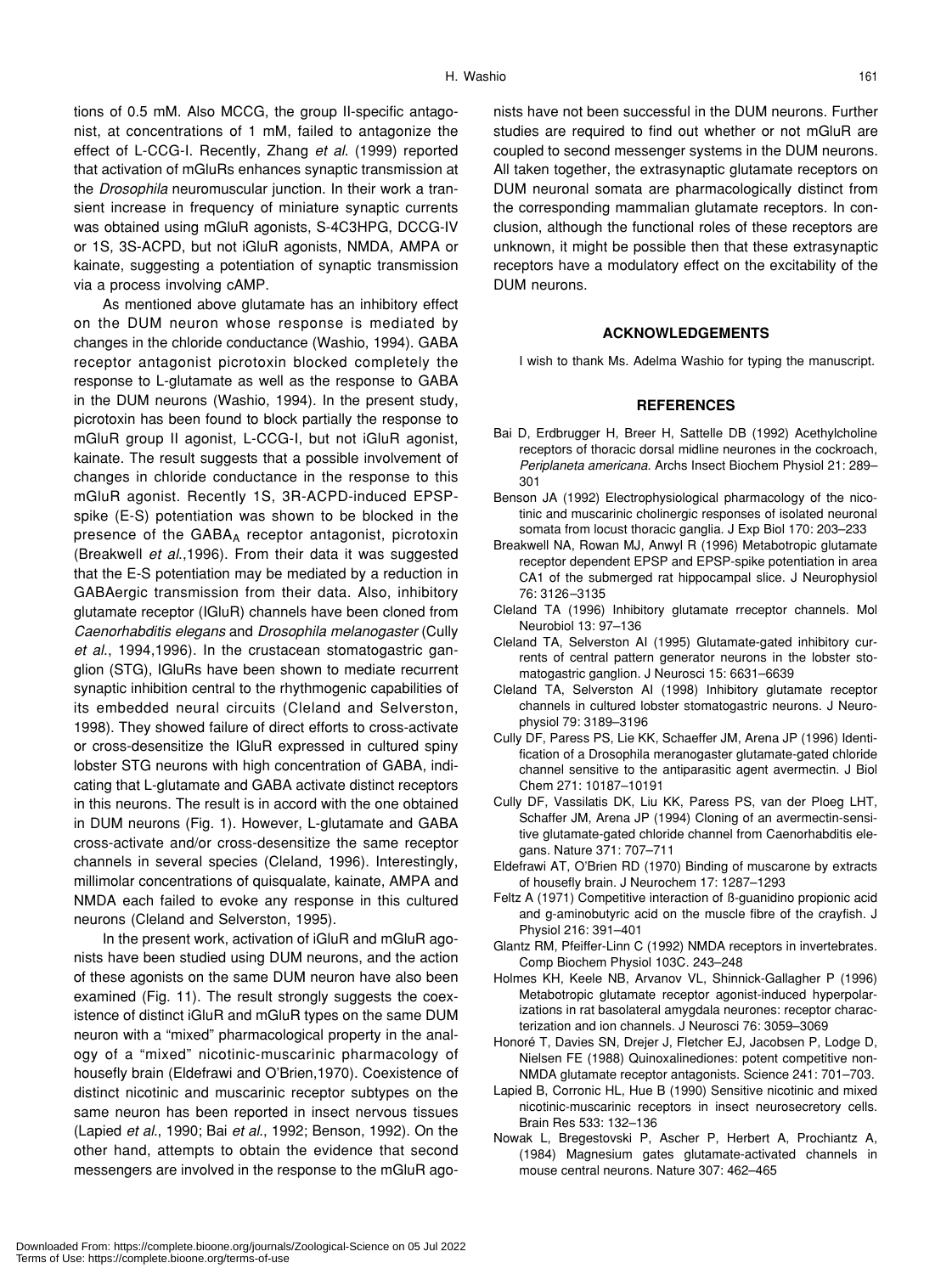tions of 0.5 mM. Also MCCG, the group II-specific antagonist, at concentrations of 1 mM, failed to antagonize the effect of L-CCG-I. Recently, Zhang *et al.* (1999) reported that activation of mGluRs enhances synaptic transmission at the *Drosophila* neuromuscular junction. In their work a transient increase in frequency of miniature synaptic currents was obtained using mGluR agonists, S-4C3HPG, DCCG-IV or 1S, 3S-ACPD, but not iGluR agonists, NMDA, AMPA or kainate, suggesting a potentiation of synaptic transmission via a process involving cAMP.

As mentioned above glutamate has an inhibitory effect on the DUM neuron whose response is mediated by changes in the chloride conductance (Washio, 1994). GABA receptor antagonist picrotoxin blocked completely the response to L-glutamate as well as the response to GABA in the DUM neurons (Washio, 1994). In the present study, picrotoxin has been found to block partially the response to mGluR group II agonist, L-CCG-I, but not iGluR agonist, kainate. The result suggests that a possible involvement of changes in chloride conductance in the response to this mGluR agonist. Recently 1S, 3R-ACPD-induced EPSP-spike (E-S) potentiation was shown to be blocked in the presence of the $GABA_A$ receptor antagonist, picrotoxin (Breakwell *et al.*,1996). From their data it was suggested that the E-S potentiation may be mediated by a reduction in GABAergic transmission from their data. Also, inhibitory glutamate receptor (IGluR) channels have been cloned from *Caenorhabditis elegans* and *Drosophila melanogaster* (Cully *et al.*, 1994,1996). In the crustacean stomatogastric ganglion (STG), IGluRs have been shown to mediate recurrent synaptic inhibition central to the rhythmogenic capabilities of its embedded neural circuits (Cleland and Selverston, 1998). They showed failure of direct efforts to cross-activate or cross-desensitize the IGluR expressed in cultured spiny lobster STG neurons with high concentration of GABA, indicating that L-glutamate and GABA activate distinct receptors in this neurons. The result is in accord with the one obtained in DUM neurons (Fig. 1). However, L-glutamate and GABA cross-activate and/or cross-desensitize the same receptor channels in several species (Cleland, 1996). Interestingly, millimolar concentrations of quisqualate, kainate, AMPA and NMDA each failed to evoke any response in this cultured neurons (Cleland and Selverston, 1995).

In the present work, activation of iGluR and mGluR agonists have been studied using DUM neurons, and the action of these agonists on the same DUM neuron have also been examined (Fig. 11). The result strongly suggests the coexistence of distinct iGluR and mGluR types on the same DUM neuron with a "mixed" pharmacological property in the analogy of a "mixed" nicotinic-muscarinic pharmacology of housefly brain (Eldefrawi and O'Brien,1970). Coexistence of distinct nicotinic and muscarinic receptor subtypes on the same neuron has been reported in insect nervous tissues (Lapied *et al.*, 1990; Bai *et al.*, 1992; Benson, 1992). On the other hand, attempts to obtain the evidence that second messengers are involved in the response to the mGluR agonists have not been successful in the DUM neurons. Further studies are required to find out whether or not mGluR are coupled to second messenger systems in the DUM neurons. All taken together, the extrasynaptic glutamate receptors on DUM neuronal somata are pharmacologically distinct from the corresponding mammalian glutamate receptors. In conclusion, although the functional roles of these receptors are unknown, it might be possible then that these extrasynaptic receptors have a modulatory effect on the excitability of the DUM neurons.

## ACKNOWLEDGEMENTS

I wish to thank Ms. Adelma Washio for typing the manuscript.

## REFERENCES

- Bai D, Erdbrugger H, Breer H, Sattelle DB (1992) Acethylcholine receptors of thoracic dorsal midline neurones in the cockroach, *Periplaneta americana*. Archs Insect Biochem Physiol 21: 289–301
- Benson JA (1992) Electrophysiological pharmacology of the nicotinic and muscarinic cholinergic responses of isolated neuronal somata from locust thoracic ganglia. J Exp Biol 170: 203–233
- Breakwell NA, Rowan MJ, Anwyl R (1996) Metabotropic glutamate receptor dependent EPSP and EPSP-spike potentiation in area CA1 of the submerged rat hippocampal slice. J Neurophysiol 76: 3126–3135
- Cleland TA (1996) Inhibitory glutamate rreceptor channels. Mol Neurobiol 13: 97–136
- Cleland TA, Selverston AI (1995) Glutamate-gated inhibitory currents of central pattern generator neurons in the lobster stomatogastric ganglion. J Neurosci 15: 6631–6639
- Cleland TA, Selverston AI (1998) Inhibitory glutamate receptor channels in cultured lobster stomatogastric neurons. J Neurophysiol 79: 3189–3196
- Cully DF, Paress PS, Lie KK, Schaeffer JM, Arena JP (1996) Identification of a Drosophila meranogaster glutamate-gated chloride channel sensitive to the antiparasitic agent avermectin. J Biol Chem 271: 10187–10191
- Cully DF, Vassilatis DK, Liu KK, Paress PS, van der Ploeg LHT, Schaffer JM, Arena JP (1994) Cloning of an avermectin-sensitive glutamate-gated chloride channel from Caenorhabditis elegans. Nature 371: 707–711
- Eldefrawi AT, O'Brien RD (1970) Binding of muscarone by extracts of housefly brain. J Neurochem 17: 1287–1293
- Feltz A (1971) Competitive interaction of ß-guanidino propionic acid and g-aminobutyric acid on the muscle fibre of the crayfish. J Physiol 216: 391–401
- Glantz RM, Pfeiffer-Linn C (1992) NMDA receptors in invertebrates. Comp Biochem Physiol 103C. 243–248
- Holmes KH, Keele NB, Arvanov VL, Shinnick-Gallagher P (1996) Metabotropic glutamate receptor agonist-induced hyperpolarizations in rat basolateral amygdala neurones: receptor characterization and ion channels. J Neurosci 76: 3059–3069
- Honoré T, Davies SN, Drejer J, Fletcher EJ, Jacobsen P, Lodge D, Nielsen FE (1988) Quinoxalinediones: potent competitive non-NMDA glutamate receptor antagonists. Science 241: 701–703.
- Lapied B, Corronic HL, Hue B (1990) Sensitive nicotinic and mixed nicotinic-muscarinic receptors in insect neurosecretory cells. Brain Res 533: 132–136
- Nowak L, Bregestovski P, Ascher P, Herbert A, Prochiantz A, (1984) Magnesium gates glutamate-activated channels in mouse central neurons. Nature 307: 462–465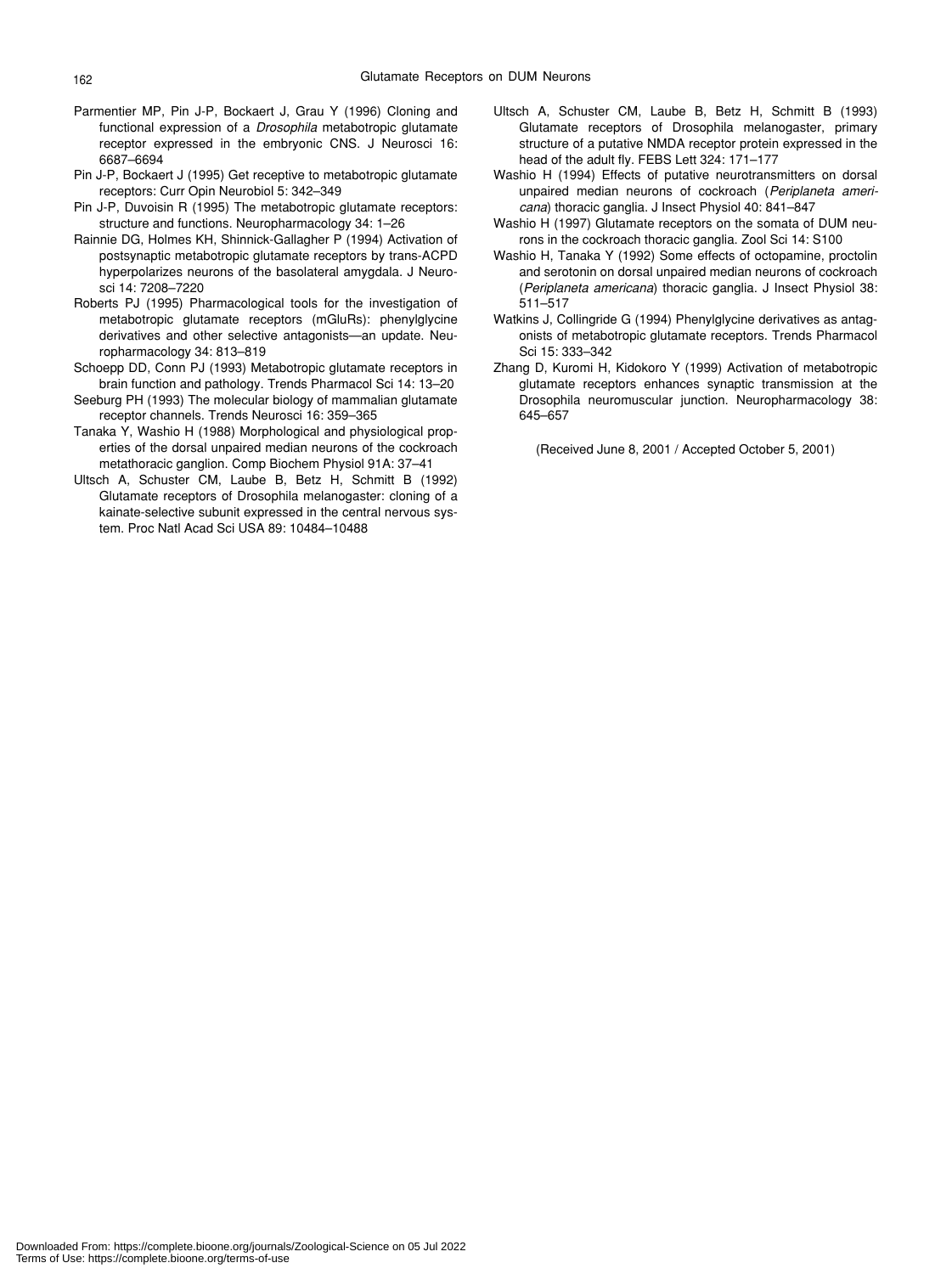Parmentier MP, Pin J-P, Bockaert J, Grau Y (1996) Cloning and functional expression of a *Drosophila* metabotropic glutamate receptor expressed in the embryonic CNS. J Neurosci 16: 6687–6694

Pin J-P, Bockaert J (1995) Get receptive to metabotropic glutamate receptors: Curr Opin Neurobiol 5: 342–349

Pin J-P, Duvoisin R (1995) The metabotropic glutamate receptors: structure and functions. Neuropharmacology 34: 1–26

Rainnie DG, Holmes KH, Shinnick-Gallagher P (1994) Activation of postsynaptic metabotropic glutamate receptors by trans-ACPD hyperpolarizes neurons of the basolateral amygdala. J Neurosci 14: 7208–7220

Roberts PJ (1995) Pharmacological tools for the investigation of metabotropic glutamate receptors (mGluRs): phenylglycine derivatives and other selective antagonists—an update. Neuropharmacology 34: 813–819

Schoepp DD, Conn PJ (1993) Metabotropic glutamate receptors in brain function and pathology. Trends Pharmacol Sci 14: 13–20

Seeburg PH (1993) The molecular biology of mammalian glutamate receptor channels. Trends Neurosci 16: 359–365

Tanaka Y, Washio H (1988) Morphological and physiological properties of the dorsal unpaired median neurons of the cockroach metathoracic ganglion. Comp Biochem Physiol 91A: 37–41

Ultsch A, Schuster CM, Laube B, Betz H, Schmitt B (1992) Glutamate receptors of Drosophila melanogaster: cloning of a kainate-selective subunit expressed in the central nervous system. Proc Natl Acad Sci USA 89: 10484–10488

Ultsch A, Schuster CM, Laube B, Betz H, Schmitt B (1993) Glutamate receptors of Drosophila melanogaster, primary structure of a putative NMDA receptor protein expressed in the head of the adult fly. FEBS Lett 324: 171–177

Washio H (1994) Effects of putative neurotransmitters on dorsal unpaired median neurons of cockroach (*Periplaneta americana*) thoracic ganglia. J Insect Physiol 40: 841–847

Washio H (1997) Glutamate receptors on the somata of DUM neurons in the cockroach thoracic ganglia. Zool Sci 14: S100

Washio H, Tanaka Y (1992) Some effects of octopamine, proctolin and serotonin on dorsal unpaired median neurons of cockroach (*Periplaneta americana*) thoracic ganglia. J Insect Physiol 38: 511–517

Watkins J, Collingride G (1994) Phenylglycine derivatives as antagonists of metabotropic glutamate receptors. Trends Pharmacol Sci 15: 333–342

Zhang D, Kuromi H, Kidokoro Y (1999) Activation of metabotropic glutamate receptors enhances synaptic transmission at the Drosophila neuromuscular junction. Neuropharmacology 38: 645–657

(Received June 8, 2001 / Accepted October 5, 2001)